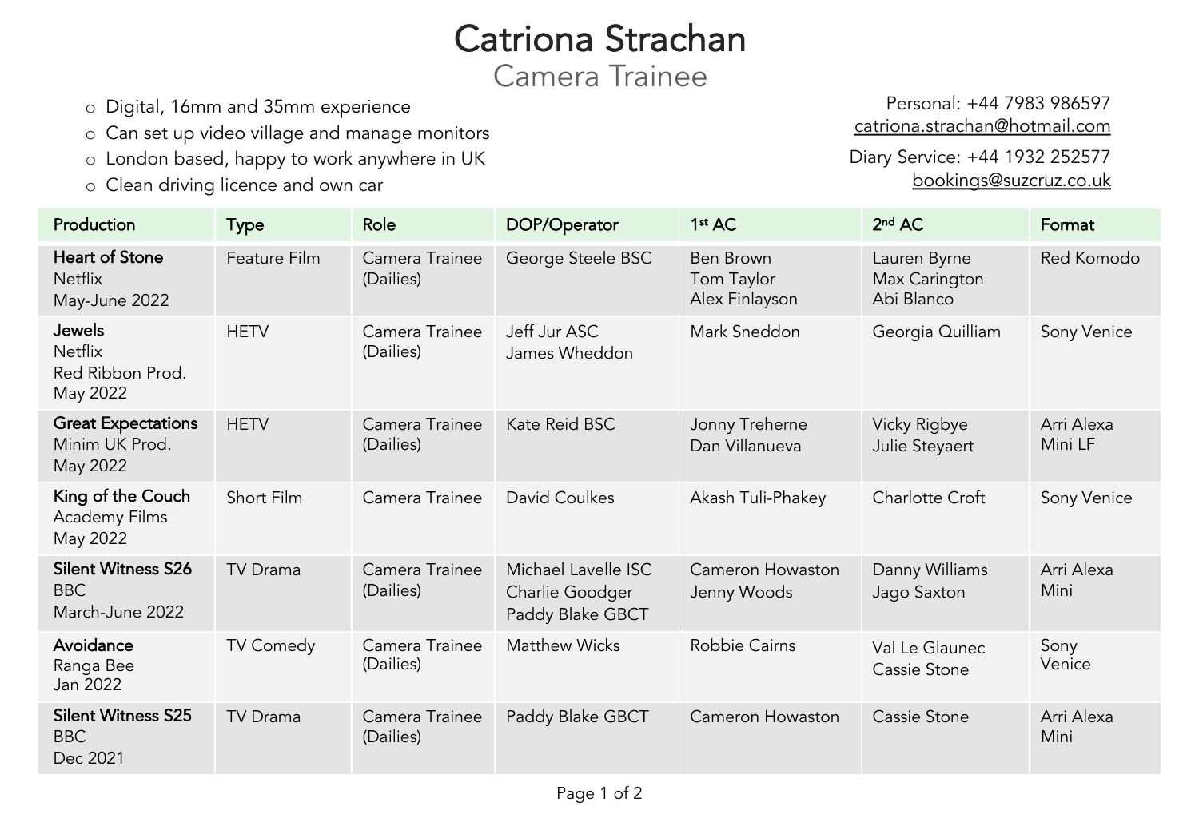# Catriona Strachan

## Camera Trainee

- Digital, 16mm and 35mm experience
- Can set up video village and manage monitors
- London based, happy to work anywhere in UK
- Clean driving licence and own car

Personal: +44 7983 986597
catriona.strachan@hotmail.com

Diary Service: +44 1932 252577
bookings@suzcruz.co.uk

| Production | Type | Role | DOP/Operator | 1st AC | 2nd AC | Format |
|---|---|---|---|---|---|---|
| **Heart of Stone** Netflix May-June 2022 | Feature Film | Camera Trainee (Dailies) | George Steele BSC | Ben Brown Tom Taylor Alex Finlayson | Lauren Byrne Max Carington Abi Blanco | Red Komodo |
| **Jewels** Netflix Red Ribbon Prod. May 2022 | HETV | Camera Trainee (Dailies) | Jeff Jur ASC James Wheddon | Mark Sneddon | Georgia Quilliam | Sony Venice |
| **Great Expectations** Minim UK Prod. May 2022 | HETV | Camera Trainee (Dailies) | Kate Reid BSC | Jonny Treherne Dan Villanueva | Vicky Rigbye Julie Steyaert | Arri Alexa Mini LF |
| **King of the Couch** Academy Films May 2022 | Short Film | Camera Trainee | David Coulkes | Akash Tuli-Phakey | Charlotte Croft | Sony Venice |
| **Silent Witness S26** BBC March-June 2022 | TV Drama | Camera Trainee (Dailies) | Michael Lavelle ISC Charlie Goodger Paddy Blake GBCT | Cameron Howaston Jenny Woods | Danny Williams Jago Saxton | Arri Alexa Mini |
| **Avoidance** Ranga Bee Jan 2022 | TV Comedy | Camera Trainee (Dailies) | Matthew Wicks | Robbie Cairns | Val Le Glaunec Cassie Stone | Sony Venice |
| **Silent Witness S25** BBC Dec 2021 | TV Drama | Camera Trainee (Dailies) | Paddy Blake GBCT | Cameron Howaston | Cassie Stone | Arri Alexa Mini |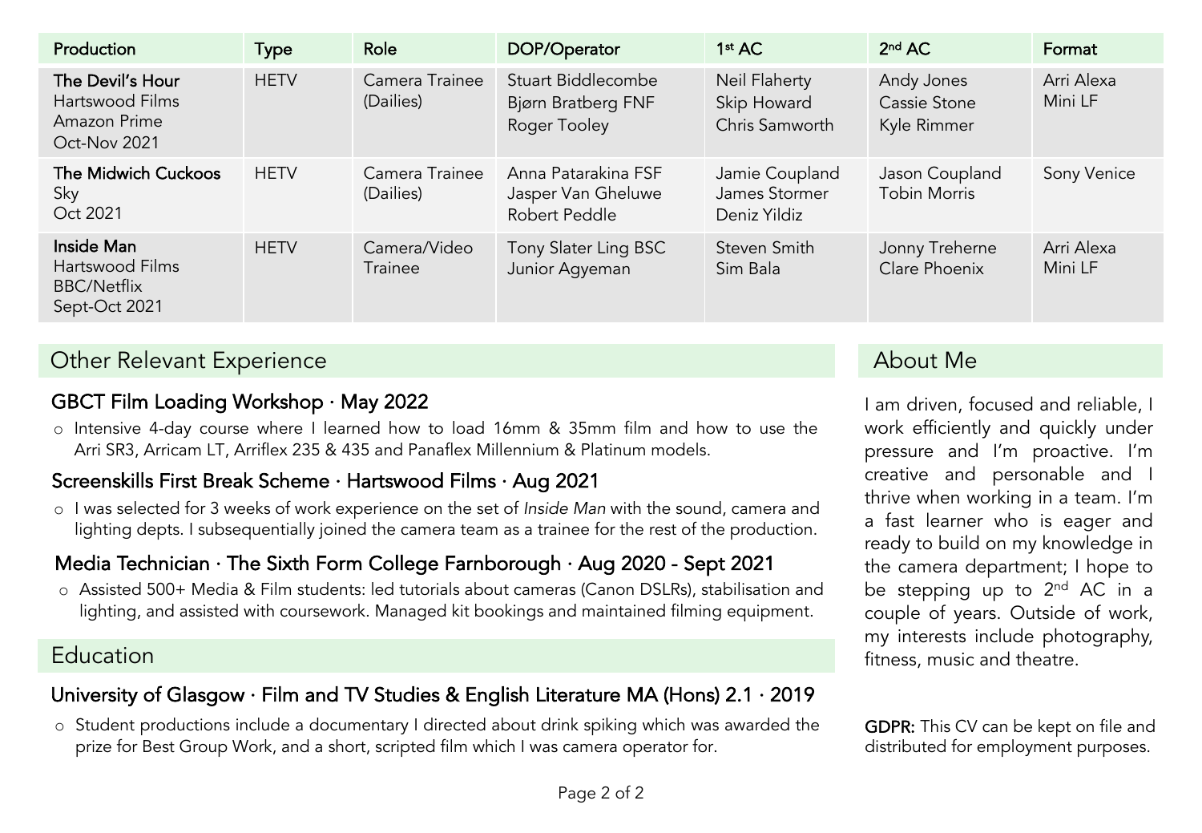| Production | Type | Role | DOP/Operator | 1st AC | 2nd AC | Format |
|---|---|---|---|---|---|---|
| **The Devil's Hour**<br>Hartswood Films<br>Amazon Prime<br>Oct-Nov 2021 | HETV | Camera Trainee (Dailies) | Stuart Biddlecombe<br>Bjørn Bratberg FNF<br>Roger Tooley | Neil Flaherty<br>Skip Howard<br>Chris Samworth | Andy Jones<br>Cassie Stone<br>Kyle Rimmer | Arri Alexa Mini LF |
| **The Midwich Cuckoos**<br>Sky<br>Oct 2021 | HETV | Camera Trainee (Dailies) | Anna Patarakina FSF<br>Jasper Van Gheluwe<br>Robert Peddle | Jamie Coupland<br>James Stormer<br>Deniz Yildiz | Jason Coupland<br>Tobin Morris | Sony Venice |
| **Inside Man**<br>Hartswood Films<br>BBC/Netflix<br>Sept-Oct 2021 | HETV | Camera/Video Trainee | Tony Slater Ling BSC<br>Junior Agyeman | Steven Smith<br>Sim Bala | Jonny Treherne<br>Clare Phoenix | Arri Alexa Mini LF |

## Other Relevant Experience

### GBCT Film Loading Workshop · May 2022

- Intensive 4-day course where I learned how to load 16mm & 35mm film and how to use the Arri SR3, Arricam LT, Arriflex 235 & 435 and Panaflex Millennium & Platinum models.

### Screenskills First Break Scheme · Hartswood Films · Aug 2021

- I was selected for 3 weeks of work experience on the set of *Inside Man* with the sound, camera and lighting depts. I subsequentially joined the camera team as a trainee for the rest of the production.

### Media Technician · The Sixth Form College Farnborough · Aug 2020 - Sept 2021

- Assisted 500+ Media & Film students: led tutorials about cameras (Canon DSLRs), stabilisation and lighting, and assisted with coursework. Managed kit bookings and maintained filming equipment.

## Education

### University of Glasgow · Film and TV Studies & English Literature MA (Hons) 2.1 · 2019

- Student productions include a documentary I directed about drink spiking which was awarded the prize for Best Group Work, and a short, scripted film which I was camera operator for.

## About Me

I am driven, focused and reliable, I work efficiently and quickly under pressure and I'm proactive. I'm creative and personable and I thrive when working in a team. I'm a fast learner who is eager and ready to build on my knowledge in the camera department; I hope to be stepping up to 2nd AC in a couple of years. Outside of work, my interests include photography, fitness, music and theatre.

**GDPR:** This CV can be kept on file and distributed for employment purposes.